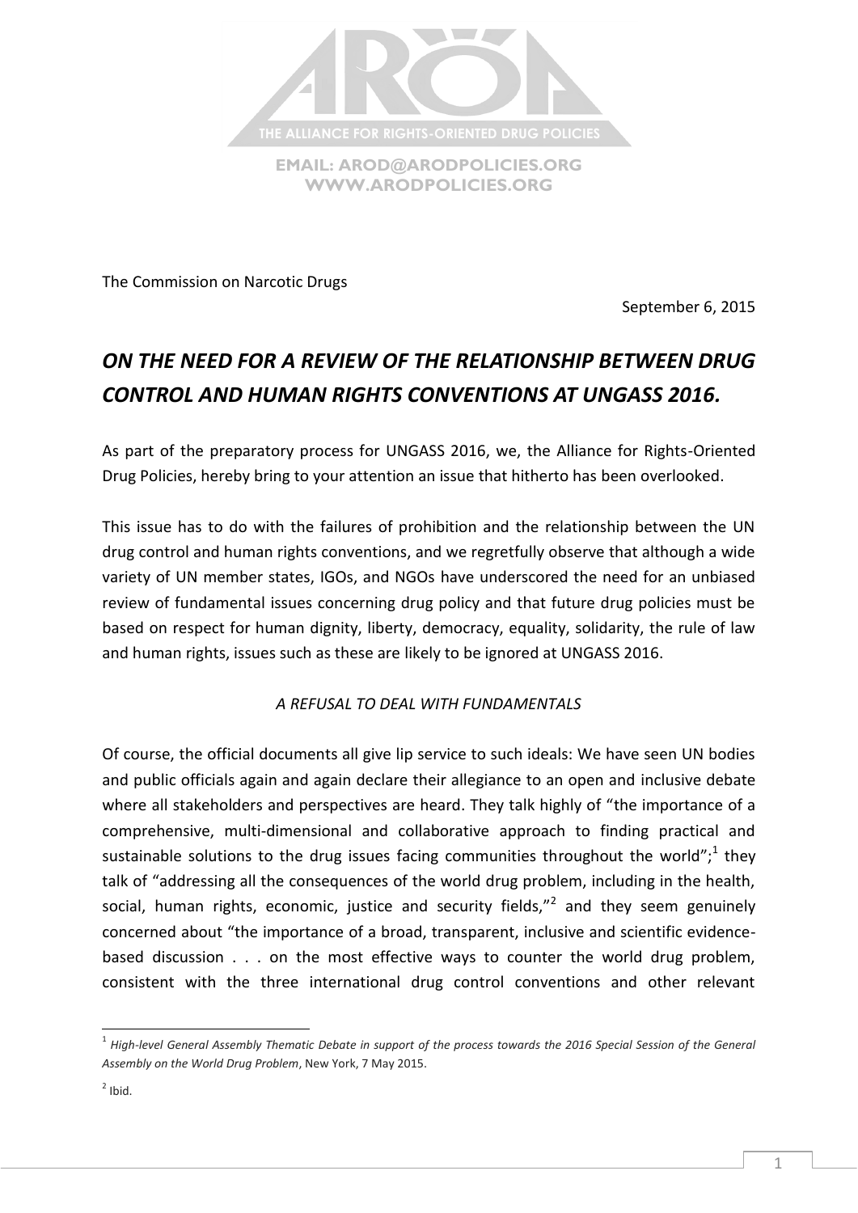THE ALLIANCE FOR RIGHTS-ORIENTED DRUG POLICIES

EMAIL: AROD@ARODPOLICIES.ORG
WWW.ARODPOLICIES.ORG

The Commission on Narcotic Drugs

September 6, 2015

# *ON THE NEED FOR A REVIEW OF THE RELATIONSHIP BETWEEN DRUG CONTROL AND HUMAN RIGHTS CONVENTIONS AT UNGASS 2016.*

As part of the preparatory process for UNGASS 2016, we, the Alliance for Rights-Oriented Drug Policies, hereby bring to your attention an issue that hitherto has been overlooked.

This issue has to do with the failures of prohibition and the relationship between the UN drug control and human rights conventions, and we regretfully observe that although a wide variety of UN member states, IGOs, and NGOs have underscored the need for an unbiased review of fundamental issues concerning drug policy and that future drug policies must be based on respect for human dignity, liberty, democracy, equality, solidarity, the rule of law and human rights, issues such as these are likely to be ignored at UNGASS 2016.

## *A REFUSAL TO DEAL WITH FUNDAMENTALS*

Of course, the official documents all give lip service to such ideals: We have seen UN bodies and public officials again and again declare their allegiance to an open and inclusive debate where all stakeholders and perspectives are heard. They talk highly of "the importance of a comprehensive, multi-dimensional and collaborative approach to finding practical and sustainable solutions to the drug issues facing communities throughout the world";[1] they talk of "addressing all the consequences of the world drug problem, including in the health, social, human rights, economic, justice and security fields,"[2] and they seem genuinely concerned about "the importance of a broad, transparent, inclusive and scientific evidence-based discussion . . . on the most effective ways to counter the world drug problem, consistent with the three international drug control conventions and other relevant

---

[1] *High-level General Assembly Thematic Debate in support of the process towards the 2016 Special Session of the General Assembly on the World Drug Problem*, New York, 7 May 2015.

[2] Ibid.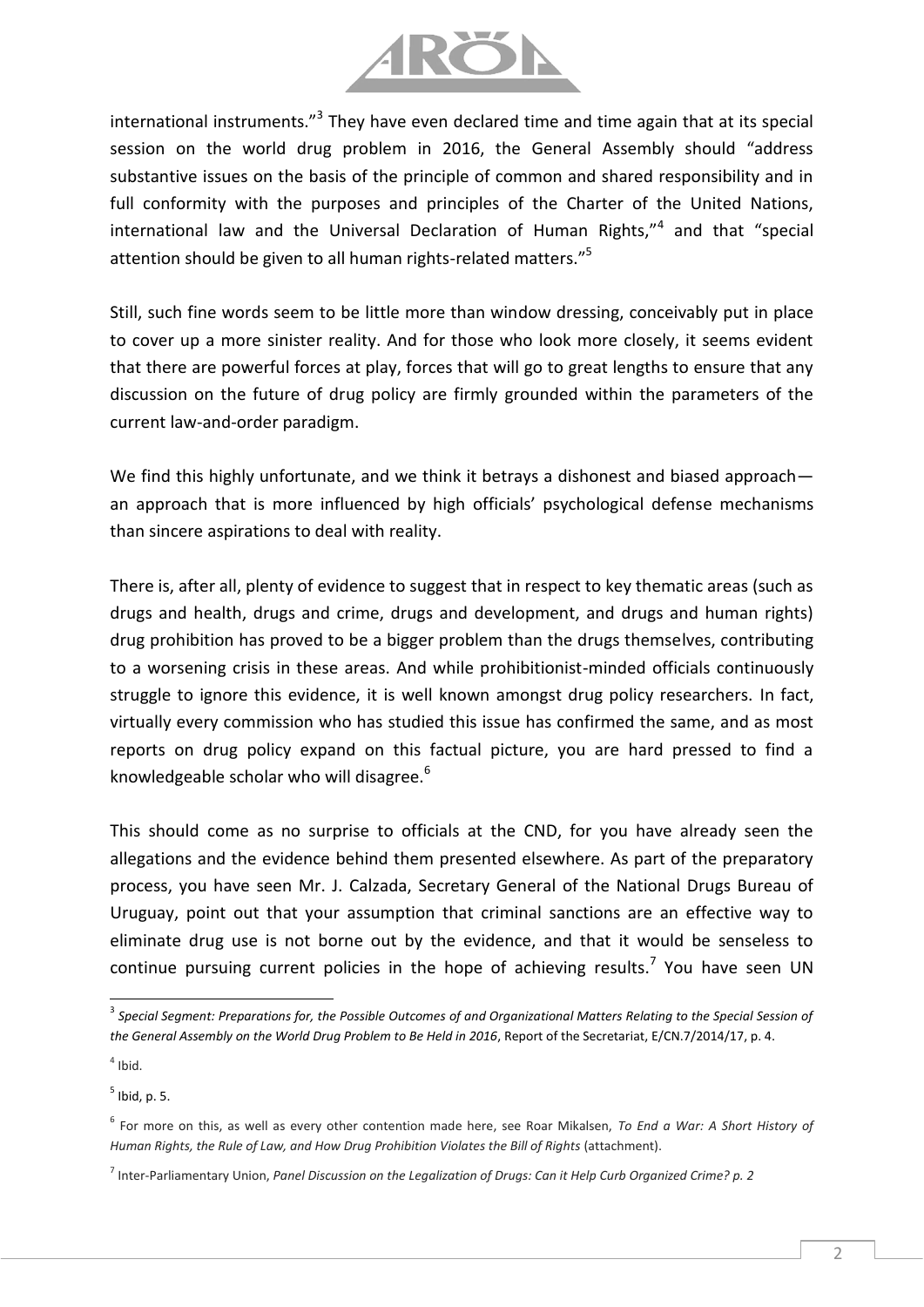international instruments."[3] They have even declared time and time again that at its special session on the world drug problem in 2016, the General Assembly should "address substantive issues on the basis of the principle of common and shared responsibility and in full conformity with the purposes and principles of the Charter of the United Nations, international law and the Universal Declaration of Human Rights,"[4] and that "special attention should be given to all human rights-related matters."[5]

Still, such fine words seem to be little more than window dressing, conceivably put in place to cover up a more sinister reality. And for those who look more closely, it seems evident that there are powerful forces at play, forces that will go to great lengths to ensure that any discussion on the future of drug policy are firmly grounded within the parameters of the current law-and-order paradigm.

We find this highly unfortunate, and we think it betrays a dishonest and biased approach—an approach that is more influenced by high officials' psychological defense mechanisms than sincere aspirations to deal with reality.

There is, after all, plenty of evidence to suggest that in respect to key thematic areas (such as drugs and health, drugs and crime, drugs and development, and drugs and human rights) drug prohibition has proved to be a bigger problem than the drugs themselves, contributing to a worsening crisis in these areas. And while prohibitionist-minded officials continuously struggle to ignore this evidence, it is well known amongst drug policy researchers. In fact, virtually every commission who has studied this issue has confirmed the same, and as most reports on drug policy expand on this factual picture, you are hard pressed to find a knowledgeable scholar who will disagree.[6]

This should come as no surprise to officials at the CND, for you have already seen the allegations and the evidence behind them presented elsewhere. As part of the preparatory process, you have seen Mr. J. Calzada, Secretary General of the National Drugs Bureau of Uruguay, point out that your assumption that criminal sanctions are an effective way to eliminate drug use is not borne out by the evidence, and that it would be senseless to continue pursuing current policies in the hope of achieving results.[7] You have seen UN

---

[3] *Special Segment: Preparations for, the Possible Outcomes of and Organizational Matters Relating to the Special Session of the General Assembly on the World Drug Problem to Be Held in 2016*, Report of the Secretariat, E/CN.7/2014/17, p. 4.

[4] Ibid.

[5] Ibid, p. 5.

[6] For more on this, as well as every other contention made here, see Roar Mikalsen, *To End a War: A Short History of Human Rights, the Rule of Law, and How Drug Prohibition Violates the Bill of Rights* (attachment).

[7] Inter-Parliamentary Union, *Panel Discussion on the Legalization of Drugs: Can it Help Curb Organized Crime? p. 2*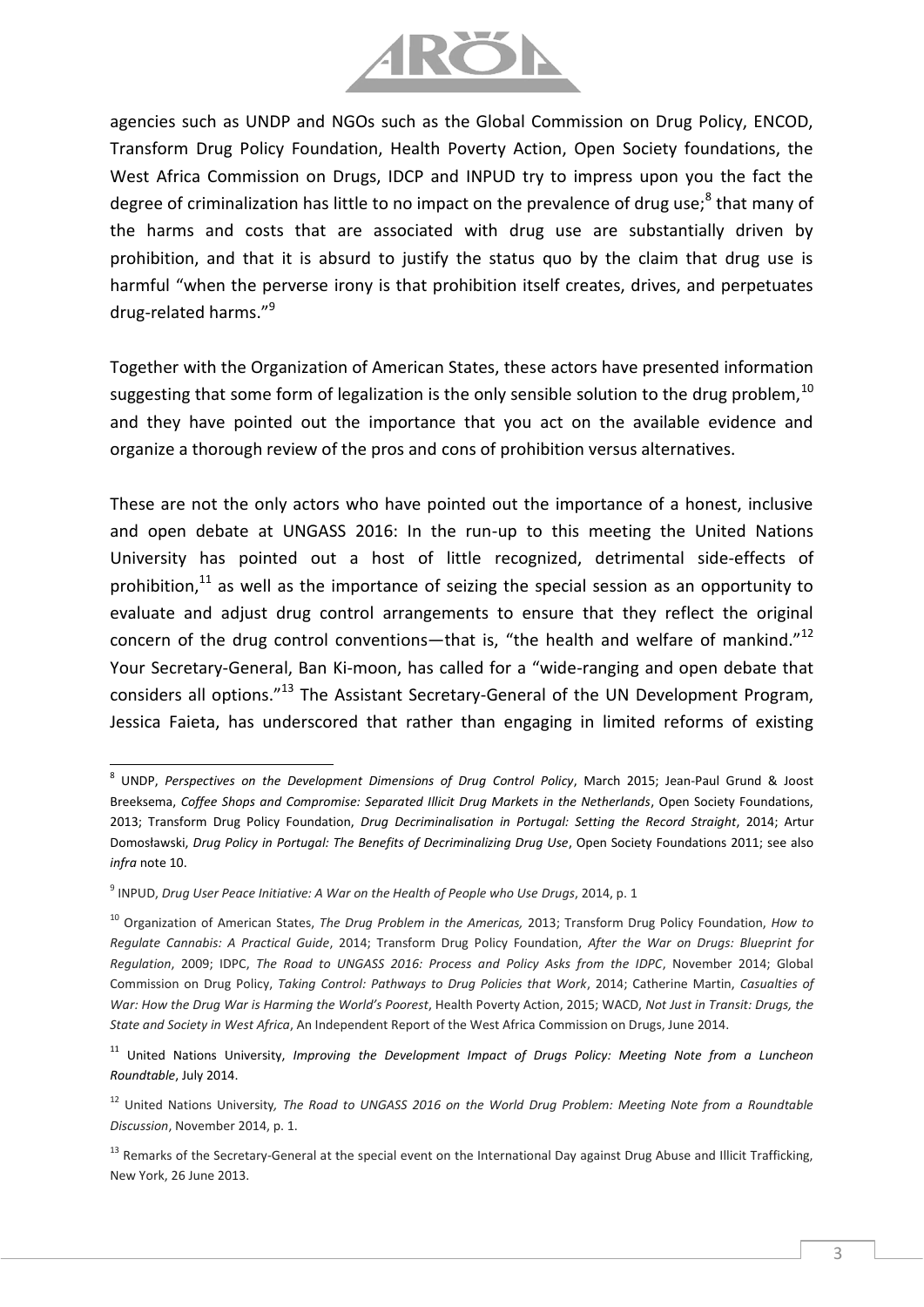agencies such as UNDP and NGOs such as the Global Commission on Drug Policy, ENCOD, Transform Drug Policy Foundation, Health Poverty Action, Open Society foundations, the West Africa Commission on Drugs, IDCP and INPUD try to impress upon you the fact the degree of criminalization has little to no impact on the prevalence of drug use;[8] that many of the harms and costs that are associated with drug use are substantially driven by prohibition, and that it is absurd to justify the status quo by the claim that drug use is harmful "when the perverse irony is that prohibition itself creates, drives, and perpetuates drug-related harms."[9]

Together with the Organization of American States, these actors have presented information suggesting that some form of legalization is the only sensible solution to the drug problem,[10] and they have pointed out the importance that you act on the available evidence and organize a thorough review of the pros and cons of prohibition versus alternatives.

These are not the only actors who have pointed out the importance of a honest, inclusive and open debate at UNGASS 2016: In the run-up to this meeting the United Nations University has pointed out a host of little recognized, detrimental side-effects of prohibition,[11] as well as the importance of seizing the special session as an opportunity to evaluate and adjust drug control arrangements to ensure that they reflect the original concern of the drug control conventions—that is, "the health and welfare of mankind."[12] Your Secretary-General, Ban Ki-moon, has called for a "wide-ranging and open debate that considers all options."[13] The Assistant Secretary-General of the UN Development Program, Jessica Faieta, has underscored that rather than engaging in limited reforms of existing

---

[8] UNDP, *Perspectives on the Development Dimensions of Drug Control Policy*, March 2015; Jean-Paul Grund & Joost Breeksema, *Coffee Shops and Compromise: Separated Illicit Drug Markets in the Netherlands*, Open Society Foundations, 2013; Transform Drug Policy Foundation, *Drug Decriminalisation in Portugal: Setting the Record Straight*, 2014; Artur Domosławski, *Drug Policy in Portugal: The Benefits of Decriminalizing Drug Use*, Open Society Foundations 2011; see also *infra* note 10.

[9] INPUD, *Drug User Peace Initiative: A War on the Health of People who Use Drugs*, 2014, p. 1

[10] Organization of American States, *The Drug Problem in the Americas,* 2013; Transform Drug Policy Foundation, *How to Regulate Cannabis: A Practical Guide*, 2014; Transform Drug Policy Foundation, *After the War on Drugs: Blueprint for Regulation*, 2009; IDPC, *The Road to UNGASS 2016: Process and Policy Asks from the IDPC*, November 2014; Global Commission on Drug Policy, *Taking Control: Pathways to Drug Policies that Work*, 2014; Catherine Martin, *Casualties of War: How the Drug War is Harming the World's Poorest*, Health Poverty Action, 2015; WACD, *Not Just in Transit: Drugs, the State and Society in West Africa*, An Independent Report of the West Africa Commission on Drugs, June 2014.

[11] United Nations University, *Improving the Development Impact of Drugs Policy: Meeting Note from a Luncheon Roundtable*, July 2014.

[12] United Nations University*, The Road to UNGASS 2016 on the World Drug Problem: Meeting Note from a Roundtable Discussion*, November 2014, p. 1.

[13] Remarks of the Secretary-General at the special event on the International Day against Drug Abuse and Illicit Trafficking, New York, 26 June 2013.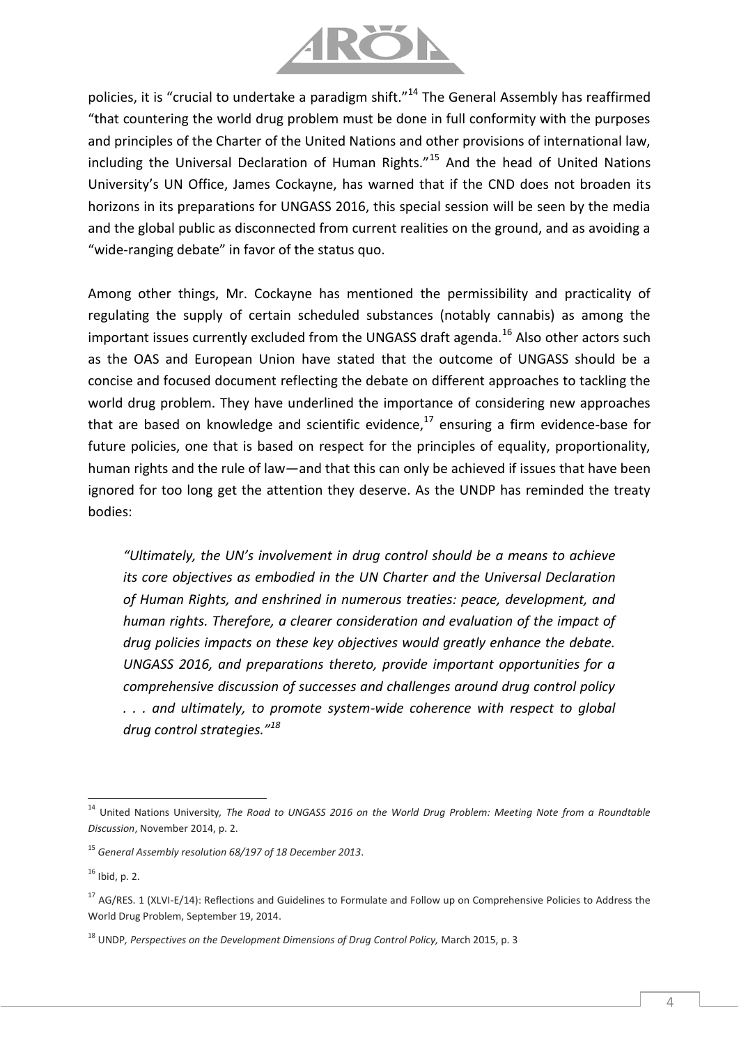policies, it is "crucial to undertake a paradigm shift."[14] The General Assembly has reaffirmed "that countering the world drug problem must be done in full conformity with the purposes and principles of the Charter of the United Nations and other provisions of international law, including the Universal Declaration of Human Rights."[15] And the head of United Nations University's UN Office, James Cockayne, has warned that if the CND does not broaden its horizons in its preparations for UNGASS 2016, this special session will be seen by the media and the global public as disconnected from current realities on the ground, and as avoiding a "wide-ranging debate" in favor of the status quo.

Among other things, Mr. Cockayne has mentioned the permissibility and practicality of regulating the supply of certain scheduled substances (notably cannabis) as among the important issues currently excluded from the UNGASS draft agenda.[16] Also other actors such as the OAS and European Union have stated that the outcome of UNGASS should be a concise and focused document reflecting the debate on different approaches to tackling the world drug problem. They have underlined the importance of considering new approaches that are based on knowledge and scientific evidence,[17] ensuring a firm evidence-base for future policies, one that is based on respect for the principles of equality, proportionality, human rights and the rule of law—and that this can only be achieved if issues that have been ignored for too long get the attention they deserve. As the UNDP has reminded the treaty bodies:

> *"Ultimately, the UN's involvement in drug control should be a means to achieve its core objectives as embodied in the UN Charter and the Universal Declaration of Human Rights, and enshrined in numerous treaties: peace, development, and human rights. Therefore, a clearer consideration and evaluation of the impact of drug policies impacts on these key objectives would greatly enhance the debate. UNGASS 2016, and preparations thereto, provide important opportunities for a comprehensive discussion of successes and challenges around drug control policy . . . and ultimately, to promote system-wide coherence with respect to global drug control strategies."*[18]

---

[14] United Nations University, *The Road to UNGASS 2016 on the World Drug Problem: Meeting Note from a Roundtable Discussion*, November 2014, p. 2.

[15] *General Assembly resolution 68/197 of 18 December 2013*.

[16] Ibid, p. 2.

[17] AG/RES. 1 (XLVI-E/14): Reflections and Guidelines to Formulate and Follow up on Comprehensive Policies to Address the World Drug Problem, September 19, 2014.

[18] UNDP, *Perspectives on the Development Dimensions of Drug Control Policy,* March 2015, p. 3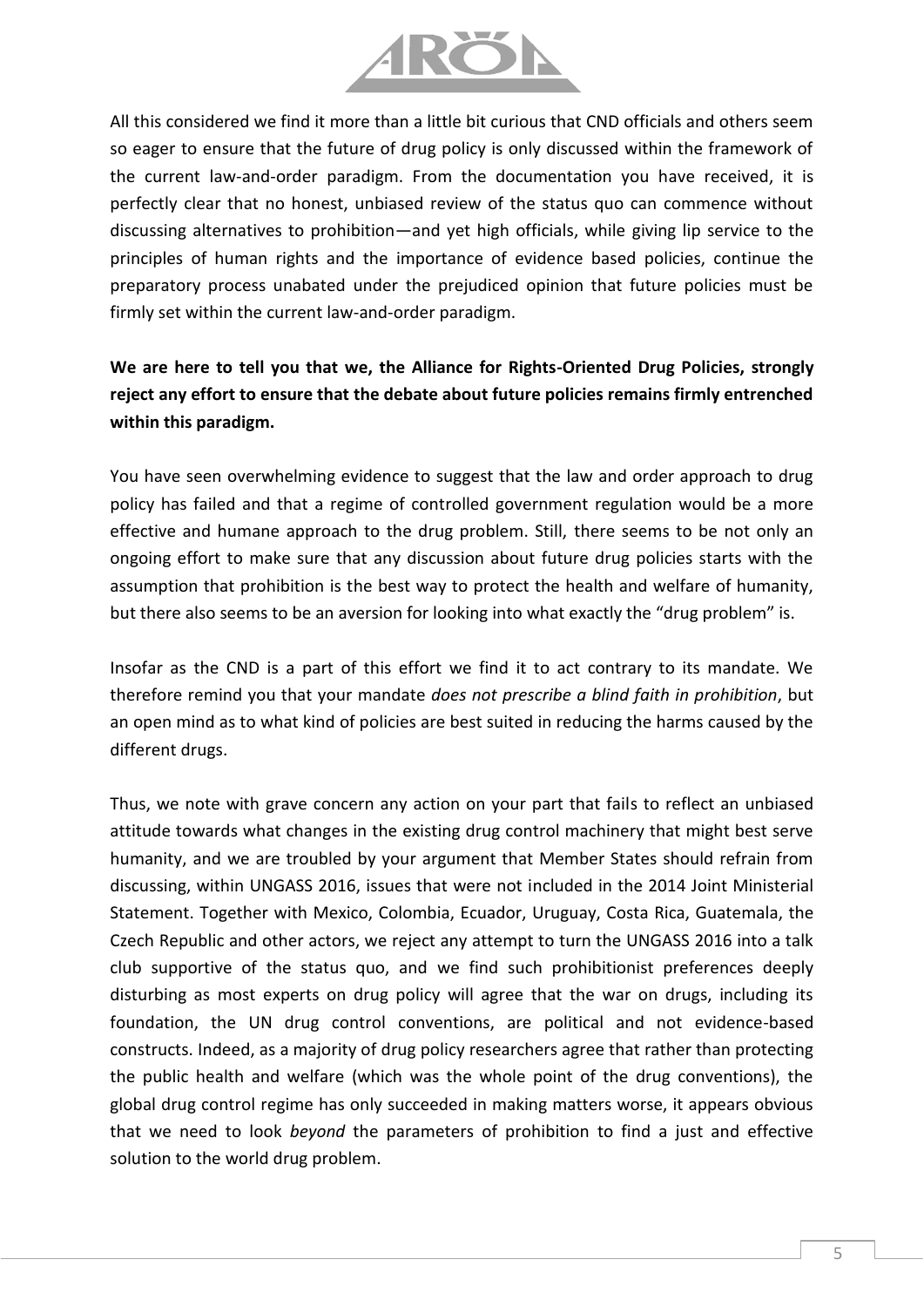All this considered we find it more than a little bit curious that CND officials and others seem so eager to ensure that the future of drug policy is only discussed within the framework of the current law-and-order paradigm. From the documentation you have received, it is perfectly clear that no honest, unbiased review of the status quo can commence without discussing alternatives to prohibition—and yet high officials, while giving lip service to the principles of human rights and the importance of evidence based policies, continue the preparatory process unabated under the prejudiced opinion that future policies must be firmly set within the current law-and-order paradigm.

**We are here to tell you that we, the Alliance for Rights-Oriented Drug Policies, strongly reject any effort to ensure that the debate about future policies remains firmly entrenched within this paradigm.**

You have seen overwhelming evidence to suggest that the law and order approach to drug policy has failed and that a regime of controlled government regulation would be a more effective and humane approach to the drug problem. Still, there seems to be not only an ongoing effort to make sure that any discussion about future drug policies starts with the assumption that prohibition is the best way to protect the health and welfare of humanity, but there also seems to be an aversion for looking into what exactly the "drug problem" is.

Insofar as the CND is a part of this effort we find it to act contrary to its mandate. We therefore remind you that your mandate *does not prescribe a blind faith in prohibition*, but an open mind as to what kind of policies are best suited in reducing the harms caused by the different drugs.

Thus, we note with grave concern any action on your part that fails to reflect an unbiased attitude towards what changes in the existing drug control machinery that might best serve humanity, and we are troubled by your argument that Member States should refrain from discussing, within UNGASS 2016, issues that were not included in the 2014 Joint Ministerial Statement. Together with Mexico, Colombia, Ecuador, Uruguay, Costa Rica, Guatemala, the Czech Republic and other actors, we reject any attempt to turn the UNGASS 2016 into a talk club supportive of the status quo, and we find such prohibitionist preferences deeply disturbing as most experts on drug policy will agree that the war on drugs, including its foundation, the UN drug control conventions, are political and not evidence-based constructs. Indeed, as a majority of drug policy researchers agree that rather than protecting the public health and welfare (which was the whole point of the drug conventions), the global drug control regime has only succeeded in making matters worse, it appears obvious that we need to look *beyond* the parameters of prohibition to find a just and effective solution to the world drug problem.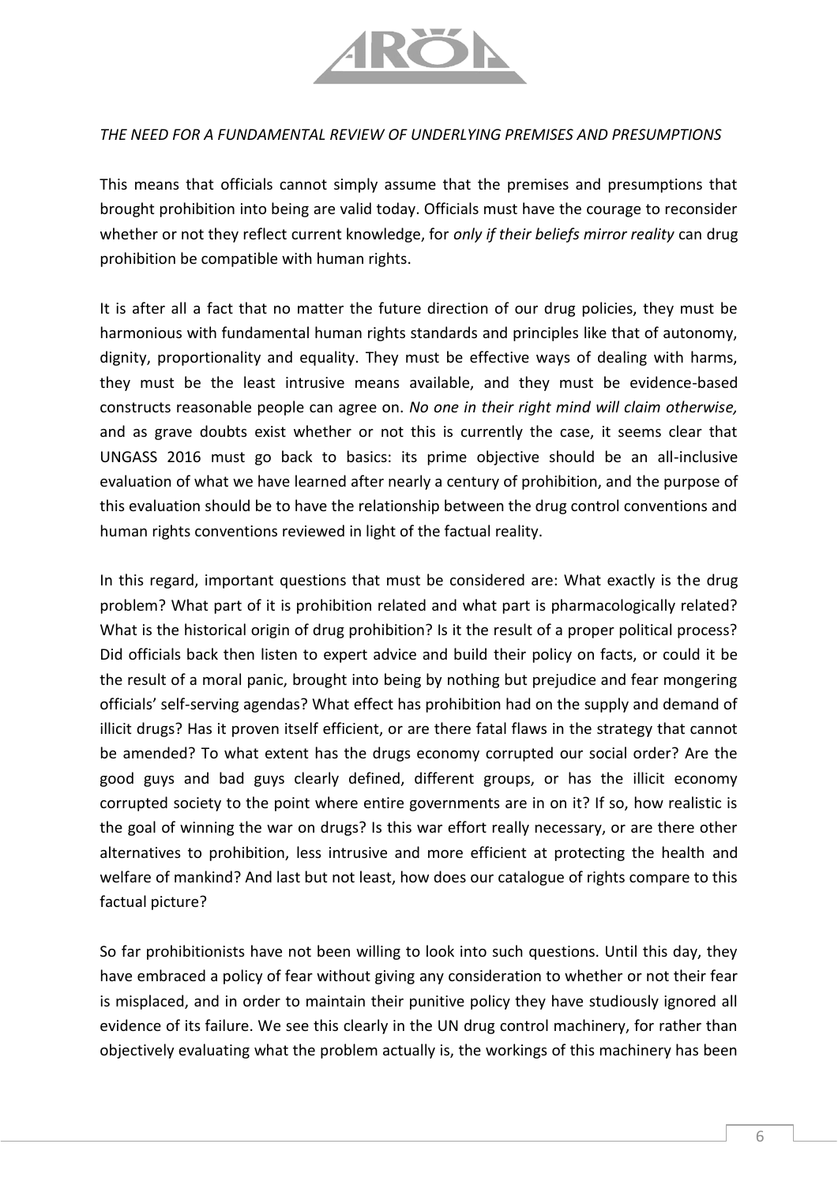*THE NEED FOR A FUNDAMENTAL REVIEW OF UNDERLYING PREMISES AND PRESUMPTIONS*

This means that officials cannot simply assume that the premises and presumptions that brought prohibition into being are valid today. Officials must have the courage to reconsider whether or not they reflect current knowledge, for *only if their beliefs mirror reality* can drug prohibition be compatible with human rights.

It is after all a fact that no matter the future direction of our drug policies, they must be harmonious with fundamental human rights standards and principles like that of autonomy, dignity, proportionality and equality. They must be effective ways of dealing with harms, they must be the least intrusive means available, and they must be evidence-based constructs reasonable people can agree on. *No one in their right mind will claim otherwise,* and as grave doubts exist whether or not this is currently the case, it seems clear that UNGASS 2016 must go back to basics: its prime objective should be an all-inclusive evaluation of what we have learned after nearly a century of prohibition, and the purpose of this evaluation should be to have the relationship between the drug control conventions and human rights conventions reviewed in light of the factual reality.

In this regard, important questions that must be considered are: What exactly is the drug problem? What part of it is prohibition related and what part is pharmacologically related? What is the historical origin of drug prohibition? Is it the result of a proper political process? Did officials back then listen to expert advice and build their policy on facts, or could it be the result of a moral panic, brought into being by nothing but prejudice and fear mongering officials' self-serving agendas? What effect has prohibition had on the supply and demand of illicit drugs? Has it proven itself efficient, or are there fatal flaws in the strategy that cannot be amended? To what extent has the drugs economy corrupted our social order? Are the good guys and bad guys clearly defined, different groups, or has the illicit economy corrupted society to the point where entire governments are in on it? If so, how realistic is the goal of winning the war on drugs? Is this war effort really necessary, or are there other alternatives to prohibition, less intrusive and more efficient at protecting the health and welfare of mankind? And last but not least, how does our catalogue of rights compare to this factual picture?

So far prohibitionists have not been willing to look into such questions. Until this day, they have embraced a policy of fear without giving any consideration to whether or not their fear is misplaced, and in order to maintain their punitive policy they have studiously ignored all evidence of its failure. We see this clearly in the UN drug control machinery, for rather than objectively evaluating what the problem actually is, the workings of this machinery has been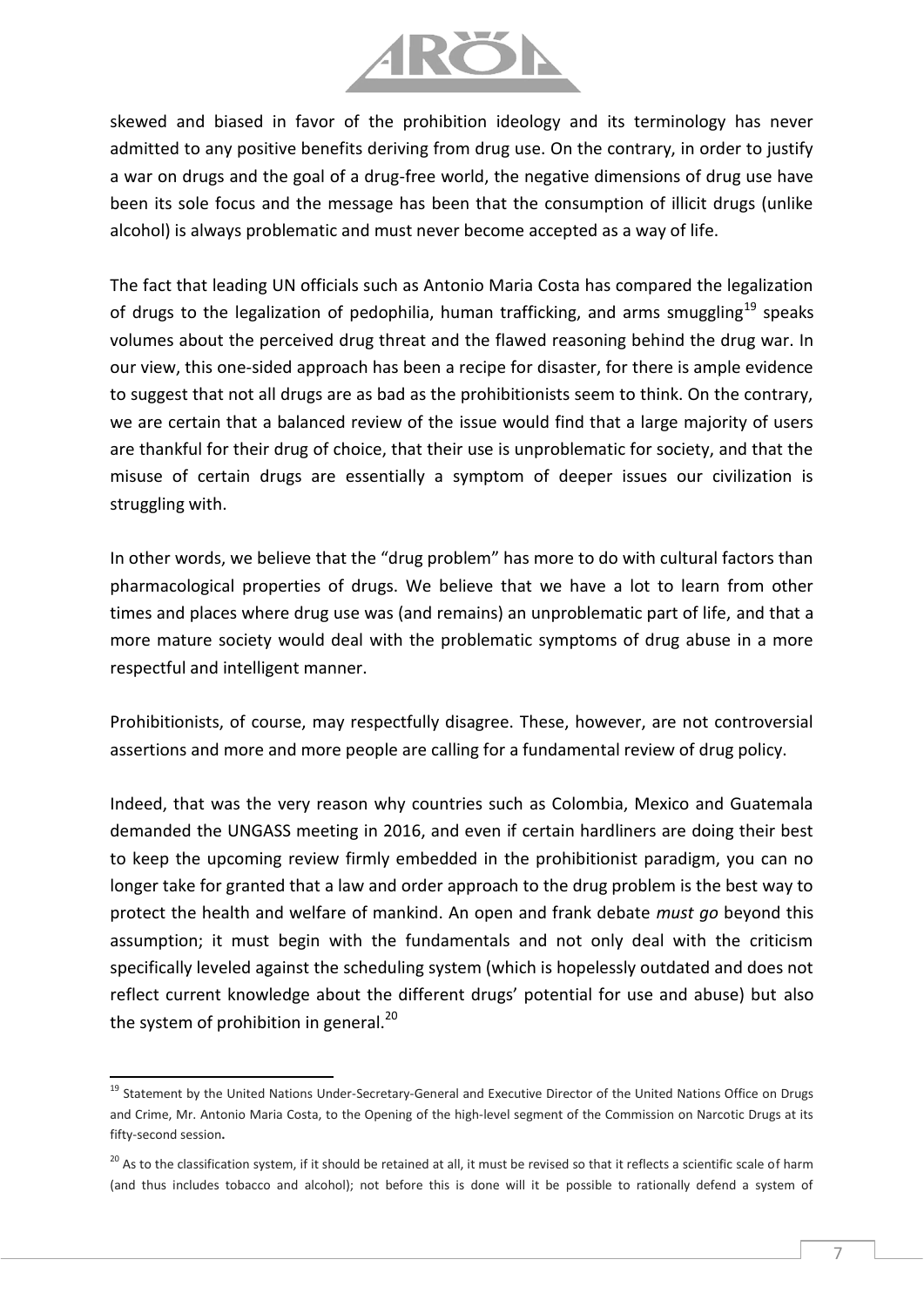skewed and biased in favor of the prohibition ideology and its terminology has never admitted to any positive benefits deriving from drug use. On the contrary, in order to justify a war on drugs and the goal of a drug-free world, the negative dimensions of drug use have been its sole focus and the message has been that the consumption of illicit drugs (unlike alcohol) is always problematic and must never become accepted as a way of life.

The fact that leading UN officials such as Antonio Maria Costa has compared the legalization of drugs to the legalization of pedophilia, human trafficking, and arms smuggling[19] speaks volumes about the perceived drug threat and the flawed reasoning behind the drug war. In our view, this one-sided approach has been a recipe for disaster, for there is ample evidence to suggest that not all drugs are as bad as the prohibitionists seem to think. On the contrary, we are certain that a balanced review of the issue would find that a large majority of users are thankful for their drug of choice, that their use is unproblematic for society, and that the misuse of certain drugs are essentially a symptom of deeper issues our civilization is struggling with.

In other words, we believe that the "drug problem" has more to do with cultural factors than pharmacological properties of drugs. We believe that we have a lot to learn from other times and places where drug use was (and remains) an unproblematic part of life, and that a more mature society would deal with the problematic symptoms of drug abuse in a more respectful and intelligent manner.

Prohibitionists, of course, may respectfully disagree. These, however, are not controversial assertions and more and more people are calling for a fundamental review of drug policy.

Indeed, that was the very reason why countries such as Colombia, Mexico and Guatemala demanded the UNGASS meeting in 2016, and even if certain hardliners are doing their best to keep the upcoming review firmly embedded in the prohibitionist paradigm, you can no longer take for granted that a law and order approach to the drug problem is the best way to protect the health and welfare of mankind. An open and frank debate *must go* beyond this assumption; it must begin with the fundamentals and not only deal with the criticism specifically leveled against the scheduling system (which is hopelessly outdated and does not reflect current knowledge about the different drugs' potential for use and abuse) but also the system of prohibition in general.[20]

---

[19] Statement by the United Nations Under-Secretary-General and Executive Director of the United Nations Office on Drugs and Crime, Mr. Antonio Maria Costa, to the Opening of the high-level segment of the Commission on Narcotic Drugs at its fifty-second session**.**

[20] As to the classification system, if it should be retained at all, it must be revised so that it reflects a scientific scale of harm (and thus includes tobacco and alcohol); not before this is done will it be possible to rationally defend a system of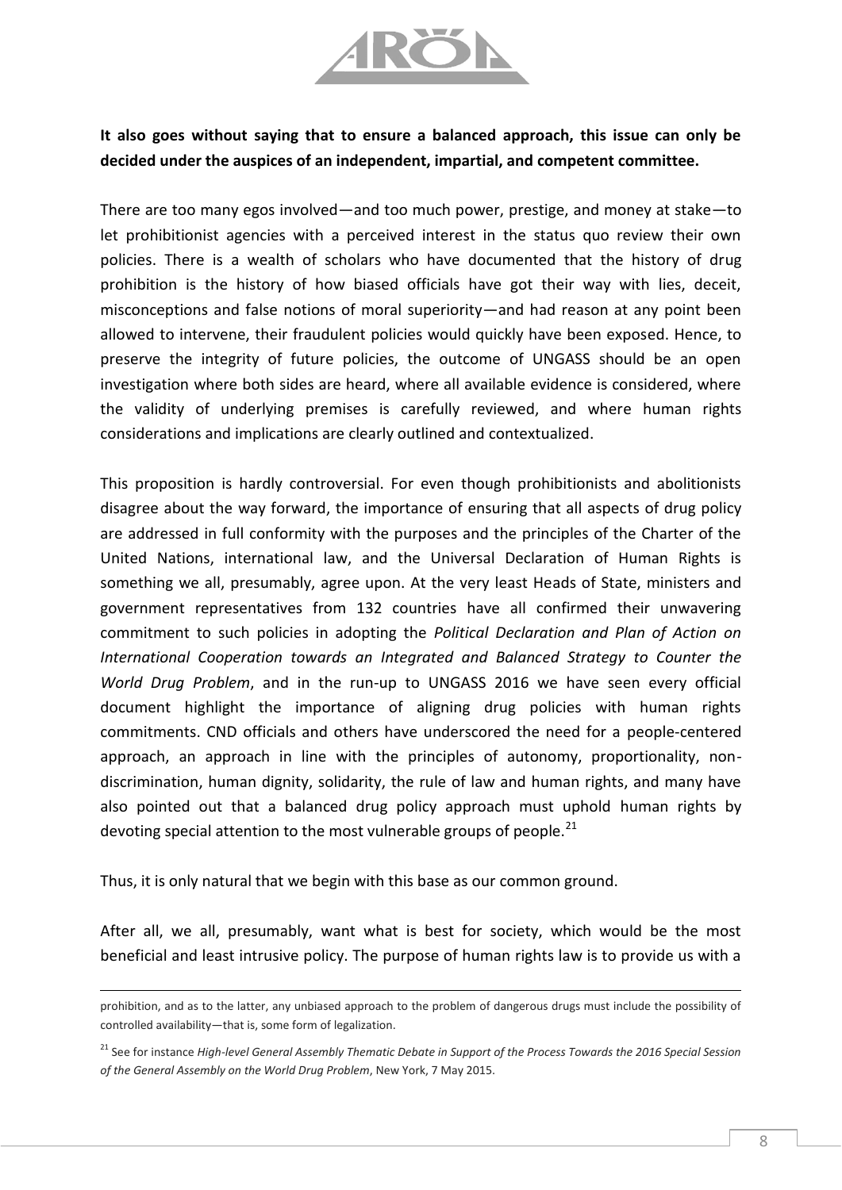**It also goes without saying that to ensure a balanced approach, this issue can only be decided under the auspices of an independent, impartial, and competent committee.**

There are too many egos involved—and too much power, prestige, and money at stake—to let prohibitionist agencies with a perceived interest in the status quo review their own policies. There is a wealth of scholars who have documented that the history of drug prohibition is the history of how biased officials have got their way with lies, deceit, misconceptions and false notions of moral superiority—and had reason at any point been allowed to intervene, their fraudulent policies would quickly have been exposed. Hence, to preserve the integrity of future policies, the outcome of UNGASS should be an open investigation where both sides are heard, where all available evidence is considered, where the validity of underlying premises is carefully reviewed, and where human rights considerations and implications are clearly outlined and contextualized.

This proposition is hardly controversial. For even though prohibitionists and abolitionists disagree about the way forward, the importance of ensuring that all aspects of drug policy are addressed in full conformity with the purposes and the principles of the Charter of the United Nations, international law, and the Universal Declaration of Human Rights is something we all, presumably, agree upon. At the very least Heads of State, ministers and government representatives from 132 countries have all confirmed their unwavering commitment to such policies in adopting the *Political Declaration and Plan of Action on International Cooperation towards an Integrated and Balanced Strategy to Counter the World Drug Problem*, and in the run-up to UNGASS 2016 we have seen every official document highlight the importance of aligning drug policies with human rights commitments. CND officials and others have underscored the need for a people-centered approach, an approach in line with the principles of autonomy, proportionality, non-discrimination, human dignity, solidarity, the rule of law and human rights, and many have also pointed out that a balanced drug policy approach must uphold human rights by devoting special attention to the most vulnerable groups of people.[21]

Thus, it is only natural that we begin with this base as our common ground.

After all, we all, presumably, want what is best for society, which would be the most beneficial and least intrusive policy. The purpose of human rights law is to provide us with a

---

prohibition, and as to the latter, any unbiased approach to the problem of dangerous drugs must include the possibility of controlled availability—that is, some form of legalization.

[21] See for instance *High-level General Assembly Thematic Debate in Support of the Process Towards the 2016 Special Session of the General Assembly on the World Drug Problem*, New York, 7 May 2015.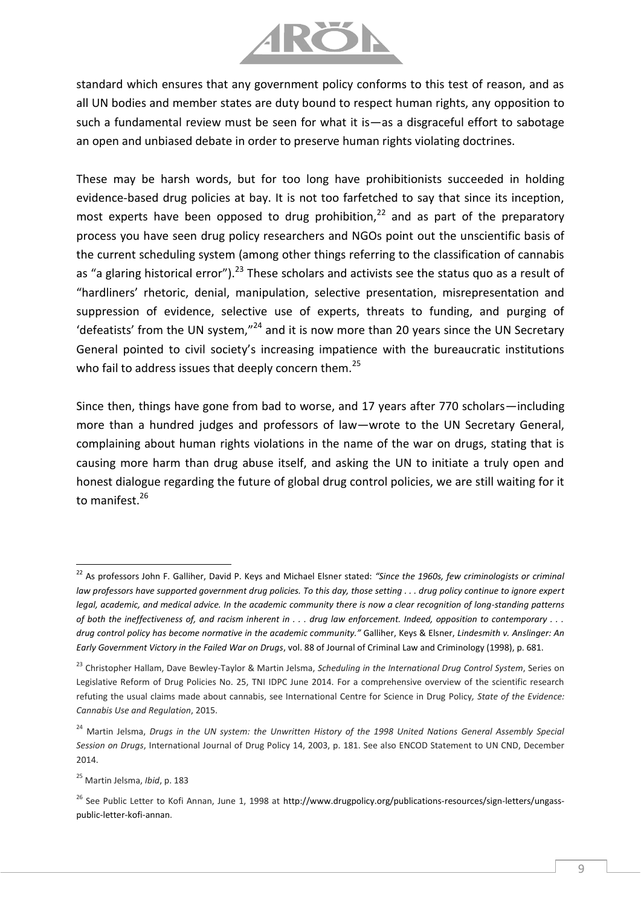standard which ensures that any government policy conforms to this test of reason, and as all UN bodies and member states are duty bound to respect human rights, any opposition to such a fundamental review must be seen for what it is—as a disgraceful effort to sabotage an open and unbiased debate in order to preserve human rights violating doctrines.

These may be harsh words, but for too long have prohibitionists succeeded in holding evidence-based drug policies at bay. It is not too farfetched to say that since its inception, most experts have been opposed to drug prohibition,[22] and as part of the preparatory process you have seen drug policy researchers and NGOs point out the unscientific basis of the current scheduling system (among other things referring to the classification of cannabis as "a glaring historical error").[23] These scholars and activists see the status quo as a result of "hardliners' rhetoric, denial, manipulation, selective presentation, misrepresentation and suppression of evidence, selective use of experts, threats to funding, and purging of 'defeatists' from the UN system,"[24] and it is now more than 20 years since the UN Secretary General pointed to civil society's increasing impatience with the bureaucratic institutions who fail to address issues that deeply concern them.[25]

Since then, things have gone from bad to worse, and 17 years after 770 scholars—including more than a hundred judges and professors of law—wrote to the UN Secretary General, complaining about human rights violations in the name of the war on drugs, stating that is causing more harm than drug abuse itself, and asking the UN to initiate a truly open and honest dialogue regarding the future of global drug control policies, we are still waiting for it to manifest.[26]

---

[22] As professors John F. Galliher, David P. Keys and Michael Elsner stated: *"Since the 1960s, few criminologists or criminal law professors have supported government drug policies. To this day, those setting . . . drug policy continue to ignore expert legal, academic, and medical advice. In the academic community there is now a clear recognition of long-standing patterns of both the ineffectiveness of, and racism inherent in . . . drug law enforcement. Indeed, opposition to contemporary . . . drug control policy has become normative in the academic community."* Galliher, Keys & Elsner, *Lindesmith v. Anslinger: An Early Government Victory in the Failed War on Drugs*, vol. 88 of Journal of Criminal Law and Criminology (1998), p. 681.

[23] Christopher Hallam, Dave Bewley-Taylor & Martin Jelsma, *Scheduling in the International Drug Control System*, Series on Legislative Reform of Drug Policies No. 25, TNI IDPC June 2014. For a comprehensive overview of the scientific research refuting the usual claims made about cannabis, see International Centre for Science in Drug Policy, *State of the Evidence: Cannabis Use and Regulation*, 2015.

[24] Martin Jelsma, *Drugs in the UN system: the Unwritten History of the 1998 United Nations General Assembly Special Session on Drugs*, International Journal of Drug Policy 14, 2003, p. 181. See also ENCOD Statement to UN CND, December 2014.

[25] Martin Jelsma, *Ibid*, p. 183

[26] See Public Letter to Kofi Annan, June 1, 1998 at http://www.drugpolicy.org/publications-resources/sign-letters/ungass-public-letter-kofi-annan.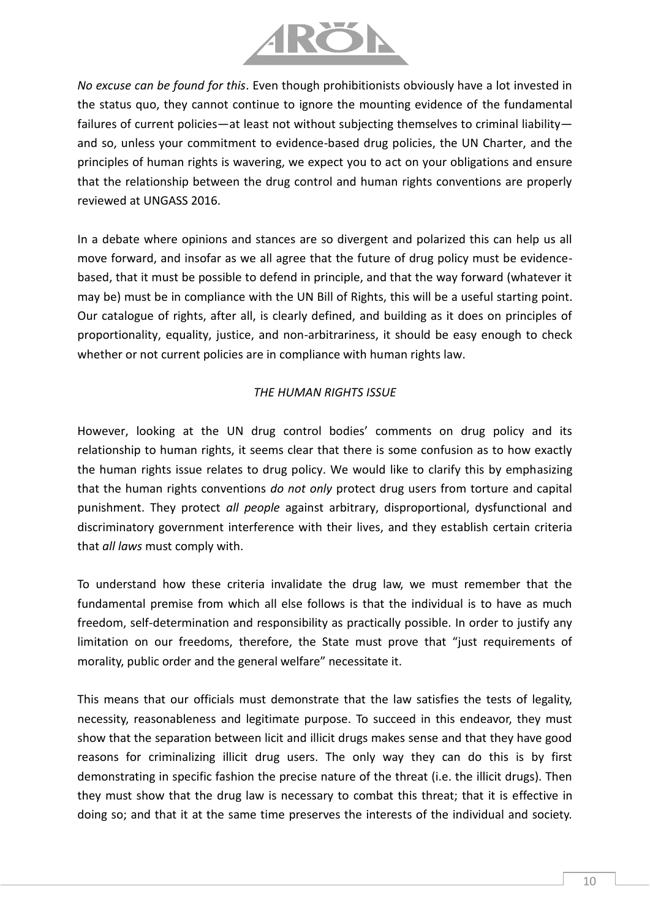*No excuse can be found for this*. Even though prohibitionists obviously have a lot invested in the status quo, they cannot continue to ignore the mounting evidence of the fundamental failures of current policies—at least not without subjecting themselves to criminal liability—and so, unless your commitment to evidence-based drug policies, the UN Charter, and the principles of human rights is wavering, we expect you to act on your obligations and ensure that the relationship between the drug control and human rights conventions are properly reviewed at UNGASS 2016.

In a debate where opinions and stances are so divergent and polarized this can help us all move forward, and insofar as we all agree that the future of drug policy must be evidence-based, that it must be possible to defend in principle, and that the way forward (whatever it may be) must be in compliance with the UN Bill of Rights, this will be a useful starting point. Our catalogue of rights, after all, is clearly defined, and building as it does on principles of proportionality, equality, justice, and non-arbitrariness, it should be easy enough to check whether or not current policies are in compliance with human rights law.

## *THE HUMAN RIGHTS ISSUE*

However, looking at the UN drug control bodies' comments on drug policy and its relationship to human rights, it seems clear that there is some confusion as to how exactly the human rights issue relates to drug policy. We would like to clarify this by emphasizing that the human rights conventions *do not only* protect drug users from torture and capital punishment. They protect *all people* against arbitrary, disproportional, dysfunctional and discriminatory government interference with their lives, and they establish certain criteria that *all laws* must comply with.

To understand how these criteria invalidate the drug law, we must remember that the fundamental premise from which all else follows is that the individual is to have as much freedom, self-determination and responsibility as practically possible. In order to justify any limitation on our freedoms, therefore, the State must prove that "just requirements of morality, public order and the general welfare" necessitate it.

This means that our officials must demonstrate that the law satisfies the tests of legality, necessity, reasonableness and legitimate purpose. To succeed in this endeavor, they must show that the separation between licit and illicit drugs makes sense and that they have good reasons for criminalizing illicit drug users. The only way they can do this is by first demonstrating in specific fashion the precise nature of the threat (i.e. the illicit drugs). Then they must show that the drug law is necessary to combat this threat; that it is effective in doing so; and that it at the same time preserves the interests of the individual and society.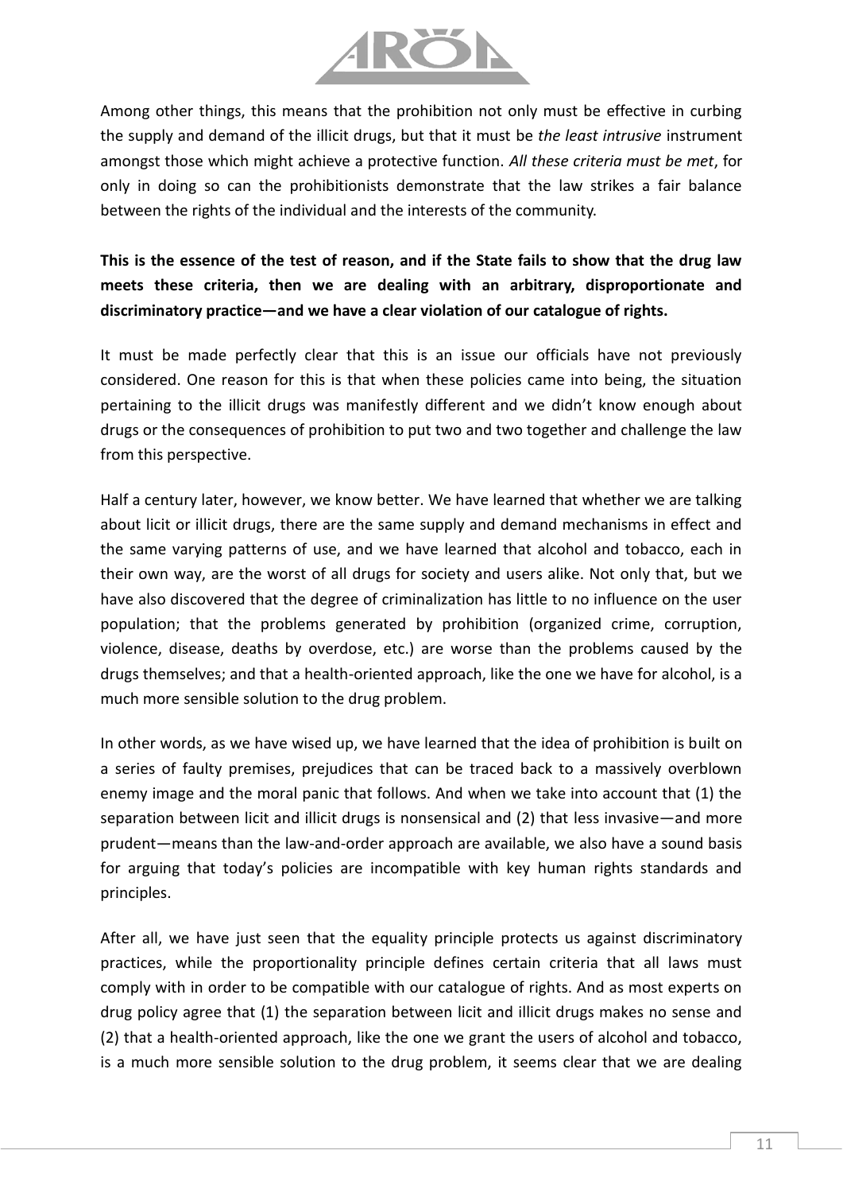Among other things, this means that the prohibition not only must be effective in curbing the supply and demand of the illicit drugs, but that it must be *the least intrusive* instrument amongst those which might achieve a protective function. *All these criteria must be met*, for only in doing so can the prohibitionists demonstrate that the law strikes a fair balance between the rights of the individual and the interests of the community.

**This is the essence of the test of reason, and if the State fails to show that the drug law meets these criteria, then we are dealing with an arbitrary, disproportionate and discriminatory practice—and we have a clear violation of our catalogue of rights.**

It must be made perfectly clear that this is an issue our officials have not previously considered. One reason for this is that when these policies came into being, the situation pertaining to the illicit drugs was manifestly different and we didn't know enough about drugs or the consequences of prohibition to put two and two together and challenge the law from this perspective.

Half a century later, however, we know better. We have learned that whether we are talking about licit or illicit drugs, there are the same supply and demand mechanisms in effect and the same varying patterns of use, and we have learned that alcohol and tobacco, each in their own way, are the worst of all drugs for society and users alike. Not only that, but we have also discovered that the degree of criminalization has little to no influence on the user population; that the problems generated by prohibition (organized crime, corruption, violence, disease, deaths by overdose, etc.) are worse than the problems caused by the drugs themselves; and that a health-oriented approach, like the one we have for alcohol, is a much more sensible solution to the drug problem.

In other words, as we have wised up, we have learned that the idea of prohibition is built on a series of faulty premises, prejudices that can be traced back to a massively overblown enemy image and the moral panic that follows. And when we take into account that (1) the separation between licit and illicit drugs is nonsensical and (2) that less invasive—and more prudent—means than the law-and-order approach are available, we also have a sound basis for arguing that today's policies are incompatible with key human rights standards and principles.

After all, we have just seen that the equality principle protects us against discriminatory practices, while the proportionality principle defines certain criteria that all laws must comply with in order to be compatible with our catalogue of rights. And as most experts on drug policy agree that (1) the separation between licit and illicit drugs makes no sense and (2) that a health-oriented approach, like the one we grant the users of alcohol and tobacco, is a much more sensible solution to the drug problem, it seems clear that we are dealing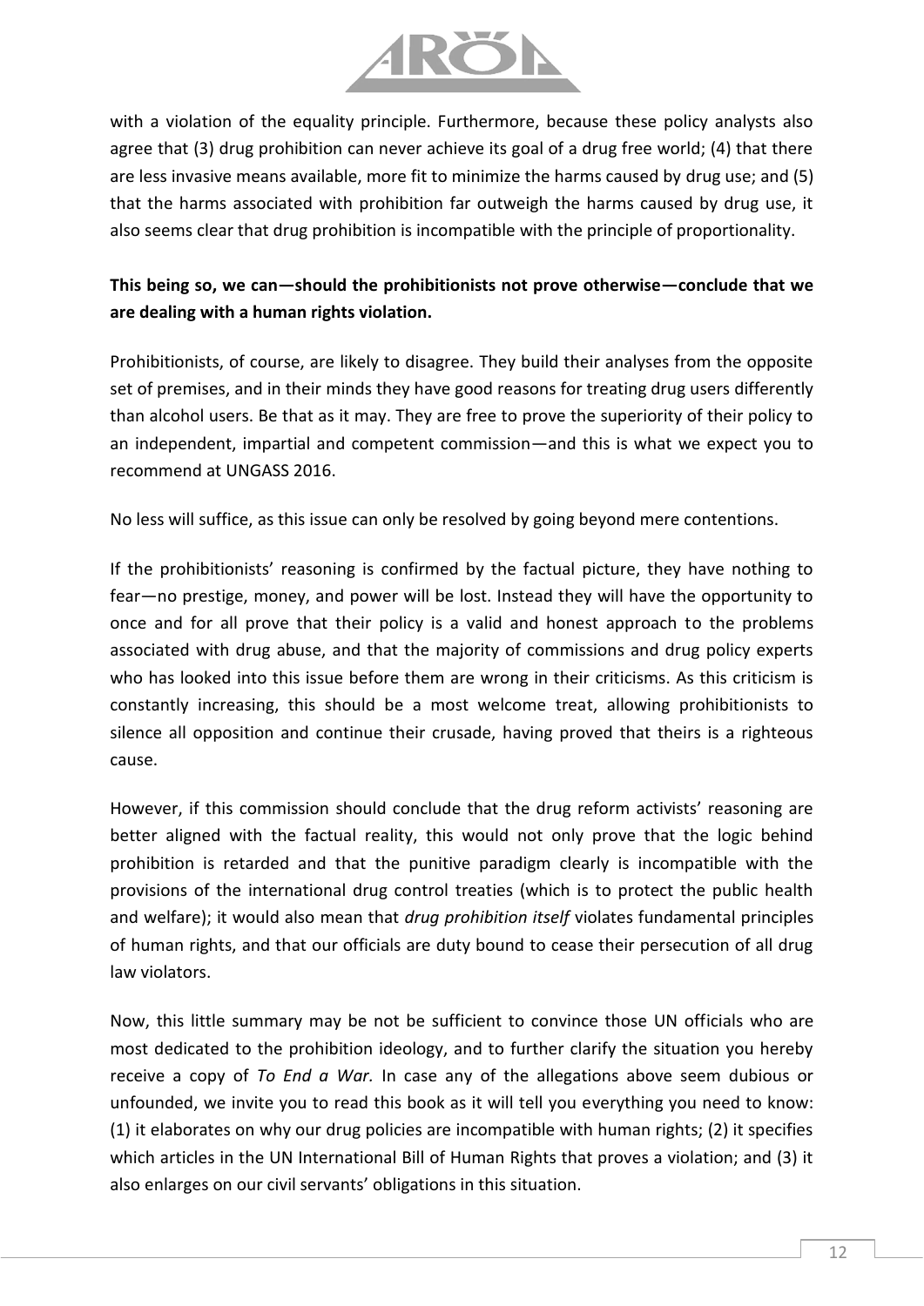with a violation of the equality principle. Furthermore, because these policy analysts also agree that (3) drug prohibition can never achieve its goal of a drug free world; (4) that there are less invasive means available, more fit to minimize the harms caused by drug use; and (5) that the harms associated with prohibition far outweigh the harms caused by drug use, it also seems clear that drug prohibition is incompatible with the principle of proportionality.

**This being so, we can—should the prohibitionists not prove otherwise—conclude that we are dealing with a human rights violation.**

Prohibitionists, of course, are likely to disagree. They build their analyses from the opposite set of premises, and in their minds they have good reasons for treating drug users differently than alcohol users. Be that as it may. They are free to prove the superiority of their policy to an independent, impartial and competent commission—and this is what we expect you to recommend at UNGASS 2016.

No less will suffice, as this issue can only be resolved by going beyond mere contentions.

If the prohibitionists' reasoning is confirmed by the factual picture, they have nothing to fear—no prestige, money, and power will be lost. Instead they will have the opportunity to once and for all prove that their policy is a valid and honest approach to the problems associated with drug abuse, and that the majority of commissions and drug policy experts who has looked into this issue before them are wrong in their criticisms. As this criticism is constantly increasing, this should be a most welcome treat, allowing prohibitionists to silence all opposition and continue their crusade, having proved that theirs is a righteous cause.

However, if this commission should conclude that the drug reform activists' reasoning are better aligned with the factual reality, this would not only prove that the logic behind prohibition is retarded and that the punitive paradigm clearly is incompatible with the provisions of the international drug control treaties (which is to protect the public health and welfare); it would also mean that *drug prohibition itself* violates fundamental principles of human rights, and that our officials are duty bound to cease their persecution of all drug law violators.

Now, this little summary may be not be sufficient to convince those UN officials who are most dedicated to the prohibition ideology, and to further clarify the situation you hereby receive a copy of *To End a War.* In case any of the allegations above seem dubious or unfounded, we invite you to read this book as it will tell you everything you need to know: (1) it elaborates on why our drug policies are incompatible with human rights; (2) it specifies which articles in the UN International Bill of Human Rights that proves a violation; and (3) it also enlarges on our civil servants' obligations in this situation.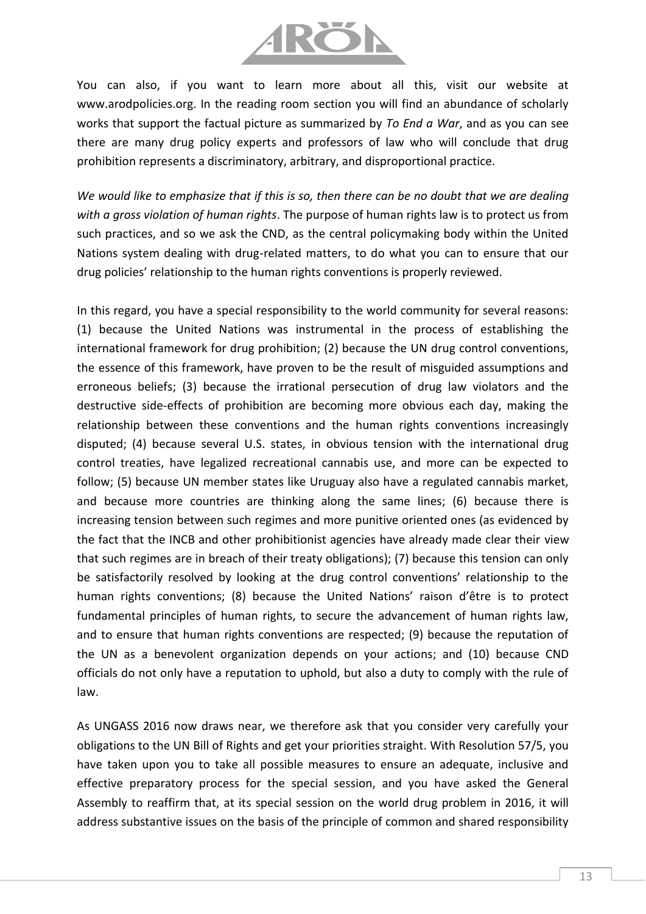You can also, if you want to learn more about all this, visit our website at www.arodpolicies.org. In the reading room section you will find an abundance of scholarly works that support the factual picture as summarized by *To End a War*, and as you can see there are many drug policy experts and professors of law who will conclude that drug prohibition represents a discriminatory, arbitrary, and disproportional practice.

*We would like to emphasize that if this is so, then there can be no doubt that we are dealing with a gross violation of human rights*. The purpose of human rights law is to protect us from such practices, and so we ask the CND, as the central policymaking body within the United Nations system dealing with drug-related matters, to do what you can to ensure that our drug policies' relationship to the human rights conventions is properly reviewed.

In this regard, you have a special responsibility to the world community for several reasons: (1) because the United Nations was instrumental in the process of establishing the international framework for drug prohibition; (2) because the UN drug control conventions, the essence of this framework, have proven to be the result of misguided assumptions and erroneous beliefs; (3) because the irrational persecution of drug law violators and the destructive side-effects of prohibition are becoming more obvious each day, making the relationship between these conventions and the human rights conventions increasingly disputed; (4) because several U.S. states, in obvious tension with the international drug control treaties, have legalized recreational cannabis use, and more can be expected to follow; (5) because UN member states like Uruguay also have a regulated cannabis market, and because more countries are thinking along the same lines; (6) because there is increasing tension between such regimes and more punitive oriented ones (as evidenced by the fact that the INCB and other prohibitionist agencies have already made clear their view that such regimes are in breach of their treaty obligations); (7) because this tension can only be satisfactorily resolved by looking at the drug control conventions' relationship to the human rights conventions; (8) because the United Nations' raison d'être is to protect fundamental principles of human rights, to secure the advancement of human rights law, and to ensure that human rights conventions are respected; (9) because the reputation of the UN as a benevolent organization depends on your actions; and (10) because CND officials do not only have a reputation to uphold, but also a duty to comply with the rule of law.

As UNGASS 2016 now draws near, we therefore ask that you consider very carefully your obligations to the UN Bill of Rights and get your priorities straight. With Resolution 57/5, you have taken upon you to take all possible measures to ensure an adequate, inclusive and effective preparatory process for the special session, and you have asked the General Assembly to reaffirm that, at its special session on the world drug problem in 2016, it will address substantive issues on the basis of the principle of common and shared responsibility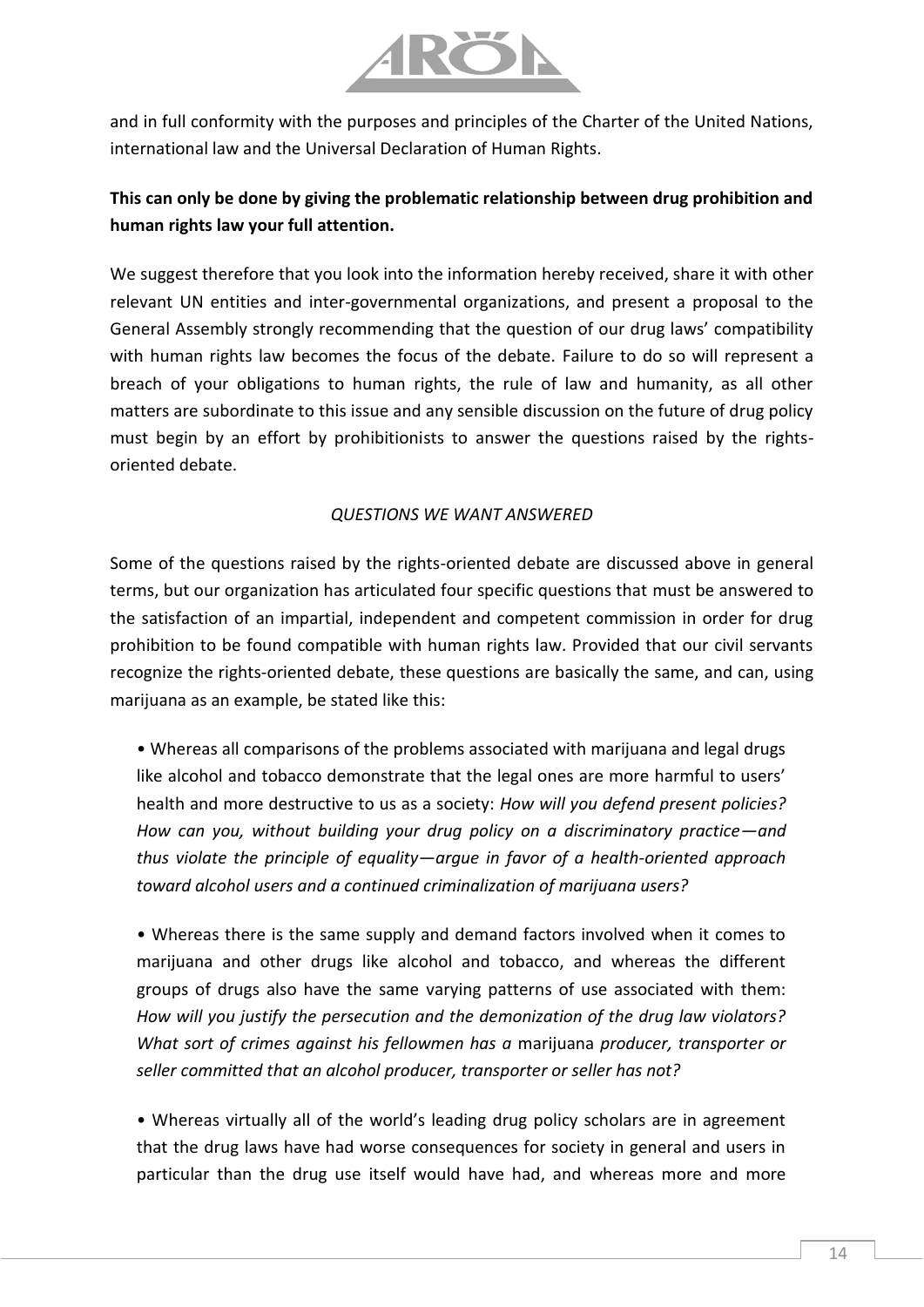and in full conformity with the purposes and principles of the Charter of the United Nations, international law and the Universal Declaration of Human Rights.

**This can only be done by giving the problematic relationship between drug prohibition and human rights law your full attention.**

We suggest therefore that you look into the information hereby received, share it with other relevant UN entities and inter-governmental organizations, and present a proposal to the General Assembly strongly recommending that the question of our drug laws' compatibility with human rights law becomes the focus of the debate. Failure to do so will represent a breach of your obligations to human rights, the rule of law and humanity, as all other matters are subordinate to this issue and any sensible discussion on the future of drug policy must begin by an effort by prohibitionists to answer the questions raised by the rights-oriented debate.

*QUESTIONS WE WANT ANSWERED*

Some of the questions raised by the rights-oriented debate are discussed above in general terms, but our organization has articulated four specific questions that must be answered to the satisfaction of an impartial, independent and competent commission in order for drug prohibition to be found compatible with human rights law. Provided that our civil servants recognize the rights-oriented debate, these questions are basically the same, and can, using marijuana as an example, be stated like this:

- Whereas all comparisons of the problems associated with marijuana and legal drugs like alcohol and tobacco demonstrate that the legal ones are more harmful to users' health and more destructive to us as a society: *How will you defend present policies? How can you, without building your drug policy on a discriminatory practice—and thus violate the principle of equality—argue in favor of a health-oriented approach toward alcohol users and a continued criminalization of marijuana users?*

- Whereas there is the same supply and demand factors involved when it comes to marijuana and other drugs like alcohol and tobacco, and whereas the different groups of drugs also have the same varying patterns of use associated with them: *How will you justify the persecution and the demonization of the drug law violators? What sort of crimes against his fellowmen has a* marijuana *producer, transporter or seller committed that an alcohol producer, transporter or seller has not?*

- Whereas virtually all of the world's leading drug policy scholars are in agreement that the drug laws have had worse consequences for society in general and users in particular than the drug use itself would have had, and whereas more and more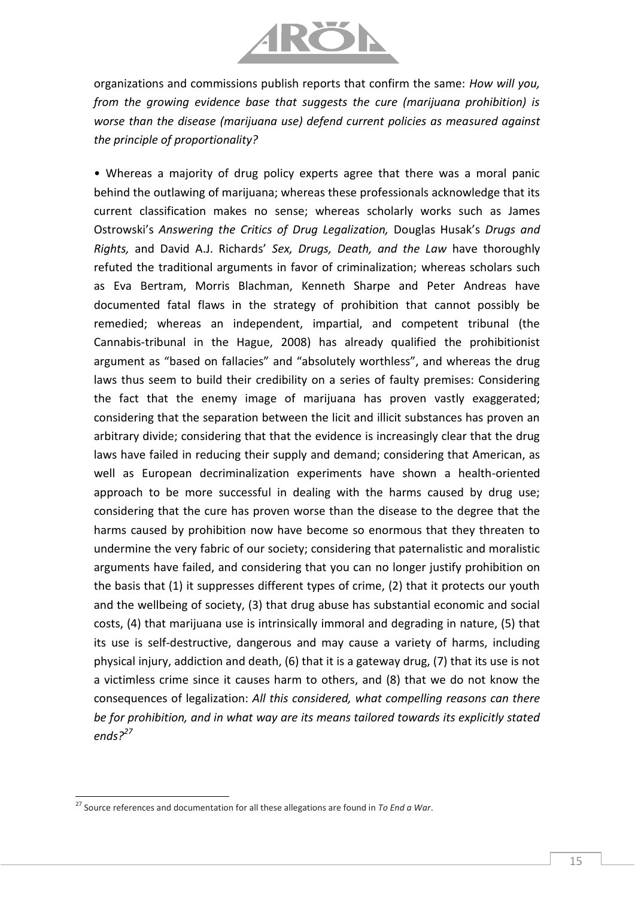organizations and commissions publish reports that confirm the same: *How will you, from the growing evidence base that suggests the cure (marijuana prohibition) is worse than the disease (marijuana use) defend current policies as measured against the principle of proportionality?*

• Whereas a majority of drug policy experts agree that there was a moral panic behind the outlawing of marijuana; whereas these professionals acknowledge that its current classification makes no sense; whereas scholarly works such as James Ostrowski's *Answering the Critics of Drug Legalization,* Douglas Husak's *Drugs and Rights,* and David A.J. Richards' *Sex, Drugs, Death, and the Law* have thoroughly refuted the traditional arguments in favor of criminalization; whereas scholars such as Eva Bertram, Morris Blachman, Kenneth Sharpe and Peter Andreas have documented fatal flaws in the strategy of prohibition that cannot possibly be remedied; whereas an independent, impartial, and competent tribunal (the Cannabis-tribunal in the Hague, 2008) has already qualified the prohibitionist argument as "based on fallacies" and "absolutely worthless", and whereas the drug laws thus seem to build their credibility on a series of faulty premises: Considering the fact that the enemy image of marijuana has proven vastly exaggerated; considering that the separation between the licit and illicit substances has proven an arbitrary divide; considering that that the evidence is increasingly clear that the drug laws have failed in reducing their supply and demand; considering that American, as well as European decriminalization experiments have shown a health-oriented approach to be more successful in dealing with the harms caused by drug use; considering that the cure has proven worse than the disease to the degree that the harms caused by prohibition now have become so enormous that they threaten to undermine the very fabric of our society; considering that paternalistic and moralistic arguments have failed, and considering that you can no longer justify prohibition on the basis that (1) it suppresses different types of crime, (2) that it protects our youth and the wellbeing of society, (3) that drug abuse has substantial economic and social costs, (4) that marijuana use is intrinsically immoral and degrading in nature, (5) that its use is self-destructive, dangerous and may cause a variety of harms, including physical injury, addiction and death, (6) that it is a gateway drug, (7) that its use is not a victimless crime since it causes harm to others, and (8) that we do not know the consequences of legalization: *All this considered, what compelling reasons can there be for prohibition, and in what way are its means tailored towards its explicitly stated ends?*[27]

---

[27] Source references and documentation for all these allegations are found in *To End a War*.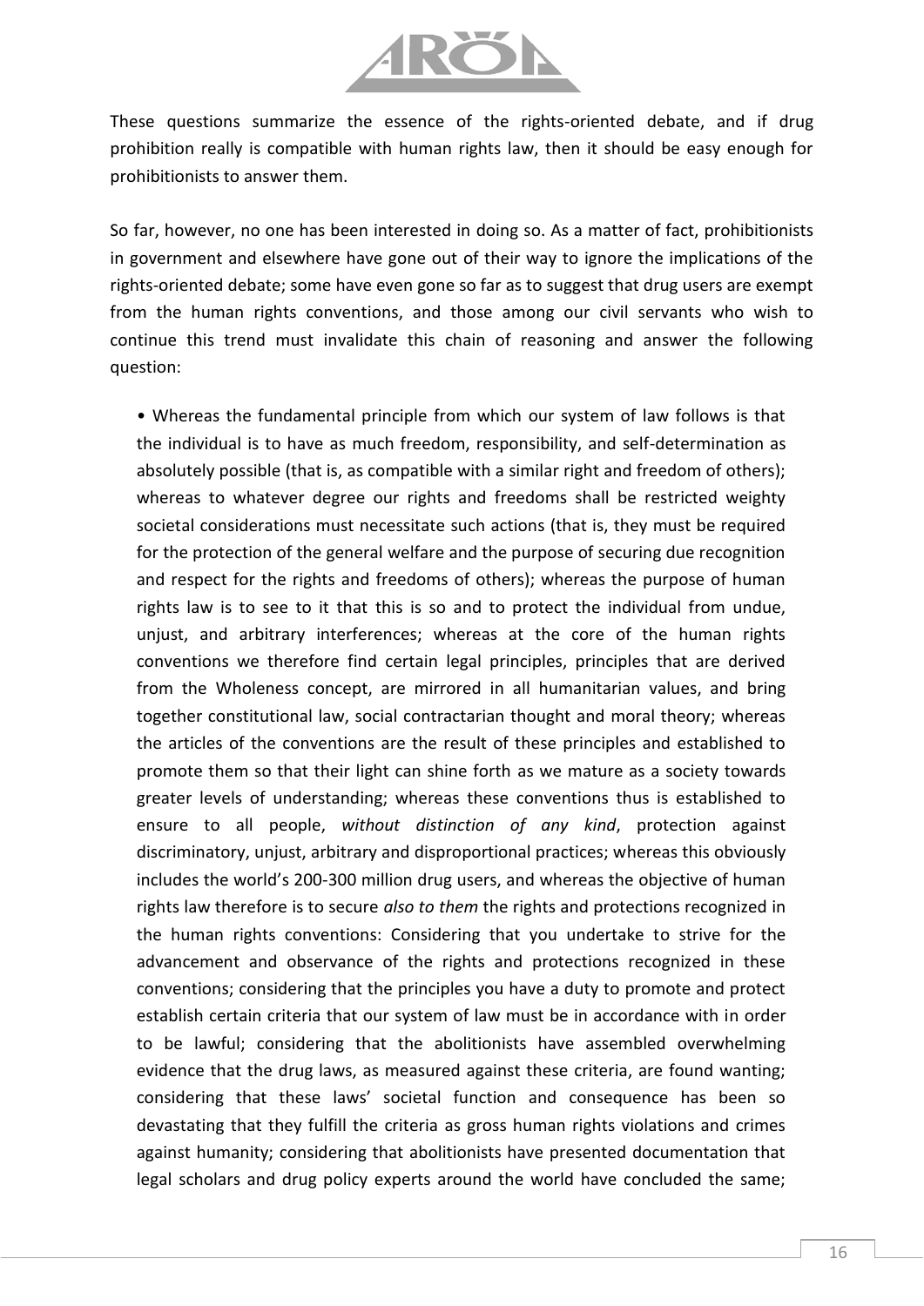These questions summarize the essence of the rights-oriented debate, and if drug prohibition really is compatible with human rights law, then it should be easy enough for prohibitionists to answer them.

So far, however, no one has been interested in doing so. As a matter of fact, prohibitionists in government and elsewhere have gone out of their way to ignore the implications of the rights-oriented debate; some have even gone so far as to suggest that drug users are exempt from the human rights conventions, and those among our civil servants who wish to continue this trend must invalidate this chain of reasoning and answer the following question:

- Whereas the fundamental principle from which our system of law follows is that the individual is to have as much freedom, responsibility, and self-determination as absolutely possible (that is, as compatible with a similar right and freedom of others); whereas to whatever degree our rights and freedoms shall be restricted weighty societal considerations must necessitate such actions (that is, they must be required for the protection of the general welfare and the purpose of securing due recognition and respect for the rights and freedoms of others); whereas the purpose of human rights law is to see to it that this is so and to protect the individual from undue, unjust, and arbitrary interferences; whereas at the core of the human rights conventions we therefore find certain legal principles, principles that are derived from the Wholeness concept, are mirrored in all humanitarian values, and bring together constitutional law, social contractarian thought and moral theory; whereas the articles of the conventions are the result of these principles and established to promote them so that their light can shine forth as we mature as a society towards greater levels of understanding; whereas these conventions thus is established to ensure to all people, *without distinction of any kind*, protection against discriminatory, unjust, arbitrary and disproportional practices; whereas this obviously includes the world's 200-300 million drug users, and whereas the objective of human rights law therefore is to secure *also to them* the rights and protections recognized in the human rights conventions: Considering that you undertake to strive for the advancement and observance of the rights and protections recognized in these conventions; considering that the principles you have a duty to promote and protect establish certain criteria that our system of law must be in accordance with in order to be lawful; considering that the abolitionists have assembled overwhelming evidence that the drug laws, as measured against these criteria, are found wanting; considering that these laws' societal function and consequence has been so devastating that they fulfill the criteria as gross human rights violations and crimes against humanity; considering that abolitionists have presented documentation that legal scholars and drug policy experts around the world have concluded the same;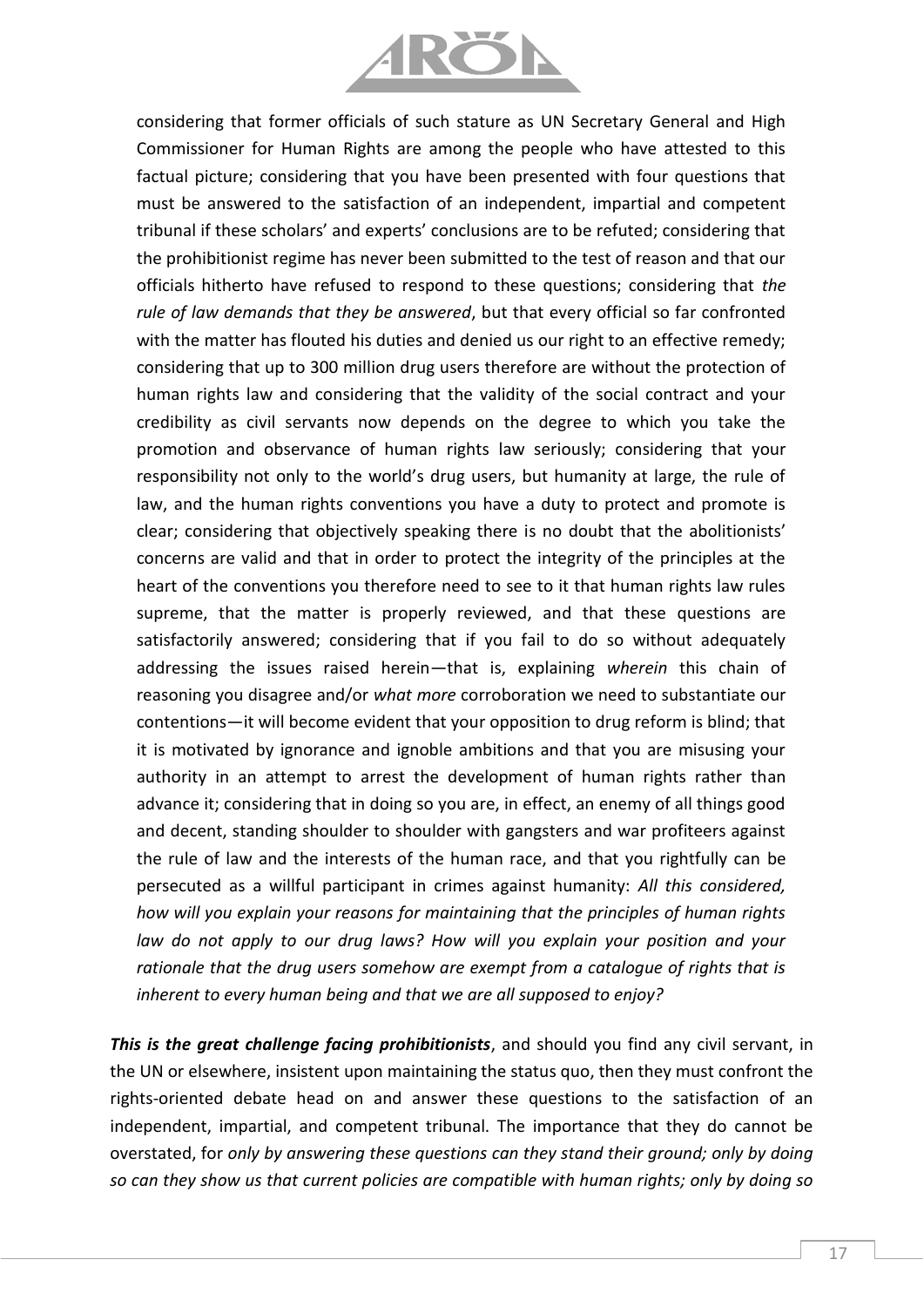considering that former officials of such stature as UN Secretary General and High Commissioner for Human Rights are among the people who have attested to this factual picture; considering that you have been presented with four questions that must be answered to the satisfaction of an independent, impartial and competent tribunal if these scholars' and experts' conclusions are to be refuted; considering that the prohibitionist regime has never been submitted to the test of reason and that our officials hitherto have refused to respond to these questions; considering that *the rule of law demands that they be answered*, but that every official so far confronted with the matter has flouted his duties and denied us our right to an effective remedy; considering that up to 300 million drug users therefore are without the protection of human rights law and considering that the validity of the social contract and your credibility as civil servants now depends on the degree to which you take the promotion and observance of human rights law seriously; considering that your responsibility not only to the world's drug users, but humanity at large, the rule of law, and the human rights conventions you have a duty to protect and promote is clear; considering that objectively speaking there is no doubt that the abolitionists' concerns are valid and that in order to protect the integrity of the principles at the heart of the conventions you therefore need to see to it that human rights law rules supreme, that the matter is properly reviewed, and that these questions are satisfactorily answered; considering that if you fail to do so without adequately addressing the issues raised herein—that is, explaining *wherein* this chain of reasoning you disagree and/or *what more* corroboration we need to substantiate our contentions—it will become evident that your opposition to drug reform is blind; that it is motivated by ignorance and ignoble ambitions and that you are misusing your authority in an attempt to arrest the development of human rights rather than advance it; considering that in doing so you are, in effect, an enemy of all things good and decent, standing shoulder to shoulder with gangsters and war profiteers against the rule of law and the interests of the human race, and that you rightfully can be persecuted as a willful participant in crimes against humanity: *All this considered, how will you explain your reasons for maintaining that the principles of human rights law do not apply to our drug laws? How will you explain your position and your rationale that the drug users somehow are exempt from a catalogue of rights that is inherent to every human being and that we are all supposed to enjoy?*

***This is the great challenge facing prohibitionists***, and should you find any civil servant, in the UN or elsewhere, insistent upon maintaining the status quo, then they must confront the rights-oriented debate head on and answer these questions to the satisfaction of an independent, impartial, and competent tribunal. The importance that they do cannot be overstated, for *only by answering these questions can they stand their ground; only by doing so can they show us that current policies are compatible with human rights; only by doing so*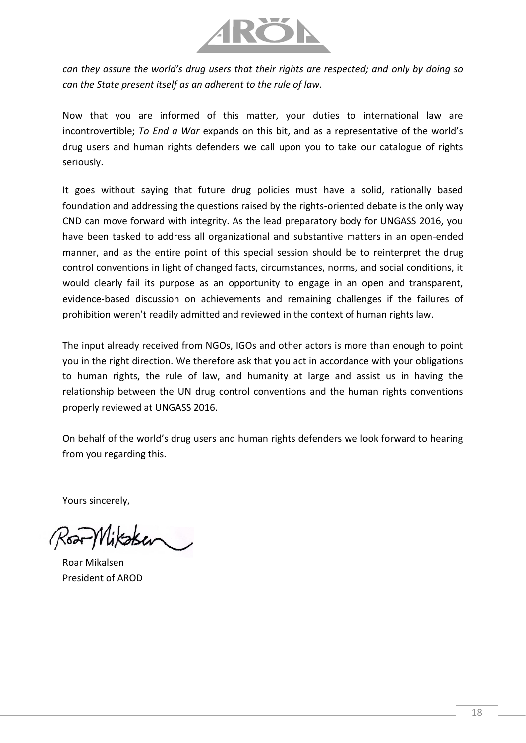*can they assure the world's drug users that their rights are respected; and only by doing so can the State present itself as an adherent to the rule of law.*

Now that you are informed of this matter, your duties to international law are incontrovertible; *To End a War* expands on this bit, and as a representative of the world's drug users and human rights defenders we call upon you to take our catalogue of rights seriously.

It goes without saying that future drug policies must have a solid, rationally based foundation and addressing the questions raised by the rights-oriented debate is the only way CND can move forward with integrity. As the lead preparatory body for UNGASS 2016, you have been tasked to address all organizational and substantive matters in an open-ended manner, and as the entire point of this special session should be to reinterpret the drug control conventions in light of changed facts, circumstances, norms, and social conditions, it would clearly fail its purpose as an opportunity to engage in an open and transparent, evidence-based discussion on achievements and remaining challenges if the failures of prohibition weren't readily admitted and reviewed in the context of human rights law.

The input already received from NGOs, IGOs and other actors is more than enough to point you in the right direction. We therefore ask that you act in accordance with your obligations to human rights, the rule of law, and humanity at large and assist us in having the relationship between the UN drug control conventions and the human rights conventions properly reviewed at UNGASS 2016.

On behalf of the world's drug users and human rights defenders we look forward to hearing from you regarding this.

Yours sincerely,

Roar Mikalsen
President of AROD